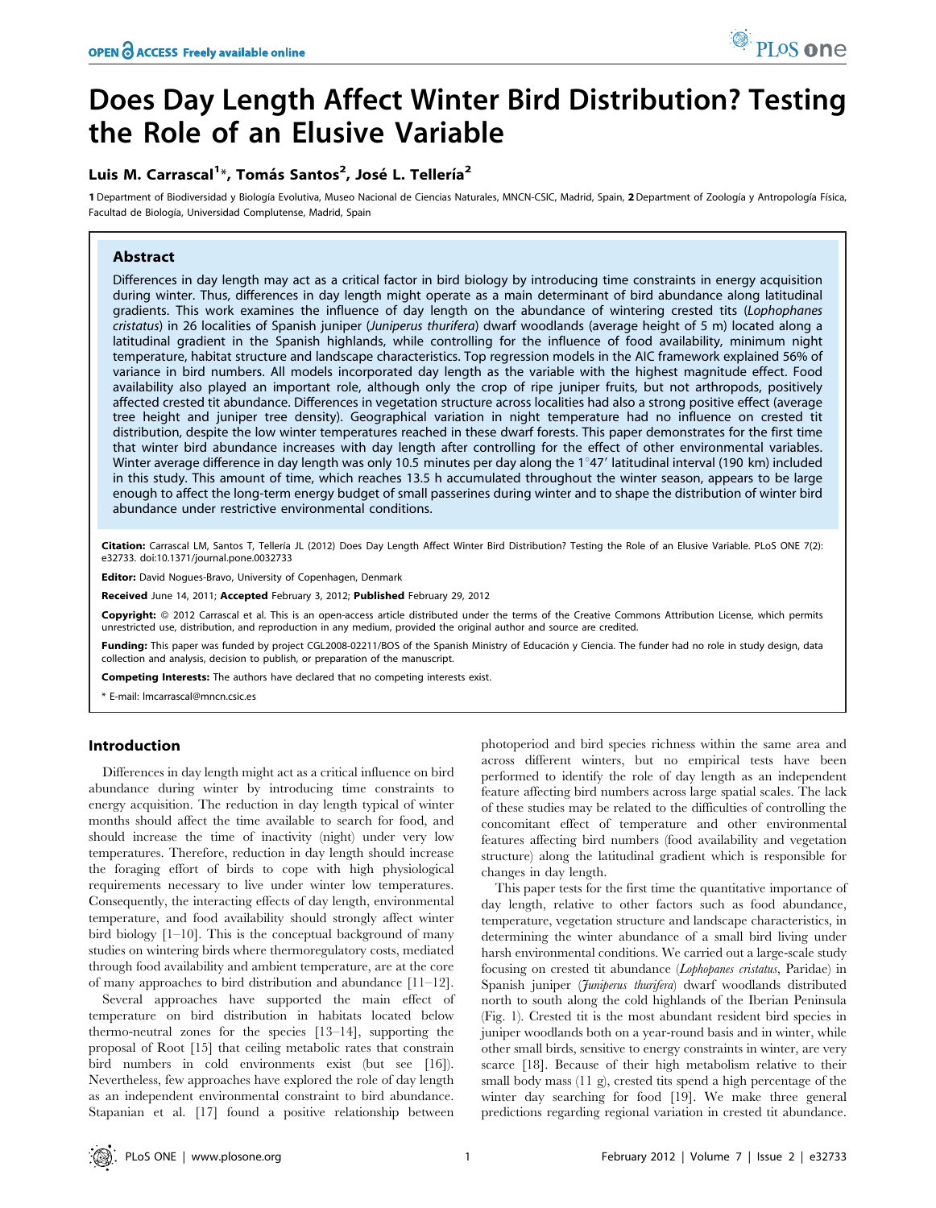# Does Day Length Affect Winter Bird Distribution? Testing the Role of an Elusive Variable

**Luis M. Carrascal[1]\*, Tomás Santos[2], José L. Tellería[2]**

1 Department of Biodiversidad y Biología Evolutiva, Museo Nacional de Ciencias Naturales, MNCN-CSIC, Madrid, Spain, 2 Department of Zoología y Antropología Física, Facultad de Biología, Universidad Complutense, Madrid, Spain

## Abstract

Differences in day length may act as a critical factor in bird biology by introducing time constraints in energy acquisition during winter. Thus, differences in day length might operate as a main determinant of bird abundance along latitudinal gradients. This work examines the influence of day length on the abundance of wintering crested tits (*Lophophanes cristatus*) in 26 localities of Spanish juniper (*Juniperus thurifera*) dwarf woodlands (average height of 5 m) located along a latitudinal gradient in the Spanish highlands, while controlling for the influence of food availability, minimum night temperature, habitat structure and landscape characteristics. Top regression models in the AIC framework explained 56% of variance in bird numbers. All models incorporated day length as the variable with the highest magnitude effect. Food availability also played an important role, although only the crop of ripe juniper fruits, but not arthropods, positively affected crested tit abundance. Differences in vegetation structure across localities had also a strong positive effect (average tree height and juniper tree density). Geographical variation in night temperature had no influence on crested tit distribution, despite the low winter temperatures reached in these dwarf forests. This paper demonstrates for the first time that winter bird abundance increases with day length after controlling for the effect of other environmental variables. Winter average difference in day length was only 10.5 minutes per day along the 1°47′ latitudinal interval (190 km) included in this study. This amount of time, which reaches 13.5 h accumulated throughout the winter season, appears to be large enough to affect the long-term energy budget of small passerines during winter and to shape the distribution of winter bird abundance under restrictive environmental conditions.

**Citation:** Carrascal LM, Santos T, Tellería JL (2012) Does Day Length Affect Winter Bird Distribution? Testing the Role of an Elusive Variable. PLoS ONE 7(2): e32733. doi:10.1371/journal.pone.0032733

**Editor:** David Nogues-Bravo, University of Copenhagen, Denmark

**Received** June 14, 2011; **Accepted** February 3, 2012; **Published** February 29, 2012

**Copyright:** © 2012 Carrascal et al. This is an open-access article distributed under the terms of the Creative Commons Attribution License, which permits unrestricted use, distribution, and reproduction in any medium, provided the original author and source are credited.

**Funding:** This paper was funded by project CGL2008-02211/BOS of the Spanish Ministry of Educación y Ciencia. The funder had no role in study design, data collection and analysis, decision to publish, or preparation of the manuscript.

**Competing Interests:** The authors have declared that no competing interests exist.

\* E-mail: lmcarrascal@mncn.csic.es

## Introduction

Differences in day length might act as a critical influence on bird abundance during winter by introducing time constraints to energy acquisition. The reduction in day length typical of winter months should affect the time available to search for food, and should increase the time of inactivity (night) under very low temperatures. Therefore, reduction in day length should increase the foraging effort of birds to cope with high physiological requirements necessary to live under winter low temperatures. Consequently, the interacting effects of day length, environmental temperature, and food availability should strongly affect winter bird biology [1–10]. This is the conceptual background of many studies on wintering birds where thermoregulatory costs, mediated through food availability and ambient temperature, are at the core of many approaches to bird distribution and abundance [11–12].

Several approaches have supported the main effect of temperature on bird distribution in habitats located below thermo-neutral zones for the species [13–14], supporting the proposal of Root [15] that ceiling metabolic rates that constrain bird numbers in cold environments exist (but see [16]). Nevertheless, few approaches have explored the role of day length as an independent environmental constraint to bird abundance. Stapanian et al. [17] found a positive relationship between photoperiod and bird species richness within the same area and across different winters, but no empirical tests have been performed to identify the role of day length as an independent feature affecting bird numbers across large spatial scales. The lack of these studies may be related to the difficulties of controlling the concomitant effect of temperature and other environmental features affecting bird numbers (food availability and vegetation structure) along the latitudinal gradient which is responsible for changes in day length.

This paper tests for the first time the quantitative importance of day length, relative to other factors such as food abundance, temperature, vegetation structure and landscape characteristics, in determining the winter abundance of a small bird living under harsh environmental conditions. We carried out a large-scale study focusing on crested tit abundance (*Lophopanes cristatus*, Paridae) in Spanish juniper (*Juniperus thurifera*) dwarf woodlands distributed north to south along the cold highlands of the Iberian Peninsula (Fig. 1). Crested tit is the most abundant resident bird species in juniper woodlands both on a year-round basis and in winter, while other small birds, sensitive to energy constraints in winter, are very scarce [18]. Because of their high metabolism relative to their small body mass (11 g), crested tits spend a high percentage of the winter day searching for food [19]. We make three general predictions regarding regional variation in crested tit abundance.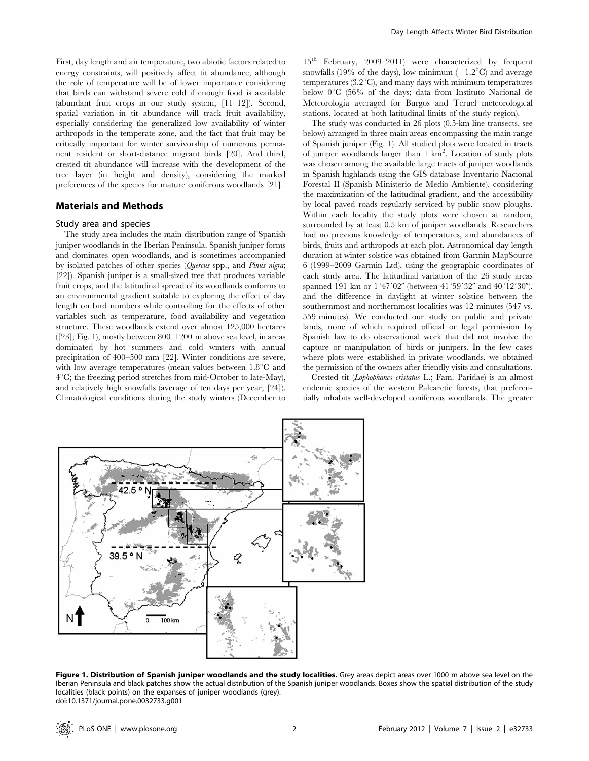First, day length and air temperature, two abiotic factors related to energy constraints, will positively affect tit abundance, although the role of temperature will be of lower importance considering that birds can withstand severe cold if enough food is available (abundant fruit crops in our study system; [11–12]). Second, spatial variation in tit abundance will track fruit availability, especially considering the generalized low availability of winter arthropods in the temperate zone, and the fact that fruit may be critically important for winter survivorship of numerous permanent resident or short-distance migrant birds [20]. And third, crested tit abundance will increase with the development of the tree layer (in height and density), considering the marked preferences of the species for mature coniferous woodlands [21].

## Materials and Methods

### Study area and species

The study area includes the main distribution range of Spanish juniper woodlands in the Iberian Peninsula. Spanish juniper forms and dominates open woodlands, and is sometimes accompanied by isolated patches of other species (*Quercus* spp., and *Pinus nigra*; [22]). Spanish juniper is a small-sized tree that produces variable fruit crops, and the latitudinal spread of its woodlands conforms to an environmental gradient suitable to exploring the effect of day length on bird numbers while controlling for the effects of other variables such as temperature, food availability and vegetation structure. These woodlands extend over almost 125,000 hectares ([23]; Fig. 1), mostly between 800–1200 m above sea level, in areas dominated by hot summers and cold winters with annual precipitation of 400–500 mm [22]. Winter conditions are severe, with low average temperatures (mean values between 1.8°C and 4°C; the freezing period stretches from mid-October to late-May), and relatively high snowfalls (average of ten days per year; [24]). Climatological conditions during the study winters (December to 15th February, 2009–2011) were characterized by frequent snowfalls (19% of the days), low minimum (−1.2°C) and average temperatures (3.2°C), and many days with minimum temperatures below 0°C (56% of the days; data from Instituto Nacional de Meteorología averaged for Burgos and Teruel meteorological stations, located at both latitudinal limits of the study region).

The study was conducted in 26 plots (0.5-km line transects, see below) arranged in three main areas encompassing the main range of Spanish juniper (Fig. 1). All studied plots were located in tracts of juniper woodlands larger than 1 km$^2$. Location of study plots was chosen among the available large tracts of juniper woodlands in Spanish highlands using the GIS database Inventario Nacional Forestal II (Spanish Ministerio de Medio Ambiente), considering the maximization of the latitudinal gradient, and the accessibility by local paved roads regularly serviced by public snow ploughs. Within each locality the study plots were chosen at random, surrounded by at least 0.5 km of juniper woodlands. Researchers had no previous knowledge of temperatures, and abundances of birds, fruits and arthropods at each plot. Astronomical day length duration at winter solstice was obtained from Garmin MapSource 6 (1999–2009 Garmin Ltd), using the geographic coordinates of each study area. The latitudinal variation of the 26 study areas spanned 191 km or 1°47′02″ (between 41°59′32″ and 40°12′30″), and the difference in daylight at winter solstice between the southernmost and northernmost localities was 12 minutes (547 vs. 559 minutes). We conducted our study on public and private lands, none of which required official or legal permission by Spanish law to do observational work that did not involve the capture or manipulation of birds or junipers. In the few cases where plots were established in private woodlands, we obtained the permission of the owners after friendly visits and consultations.

Crested tit (*Lophophanes cristatus* L.; Fam. Paridae) is an almost endemic species of the western Palearctic forests, that preferentially inhabits well-developed coniferous woodlands. The greater

42.5 ° N
39.5 ° N
N
0 100 km

**Figure 1. Distribution of Spanish juniper woodlands and the study localities.** Grey areas depict areas over 1000 m above sea level on the Iberian Peninsula and black patches show the actual distribution of the Spanish juniper woodlands. Boxes show the spatial distribution of the study localities (black points) on the expanses of juniper woodlands (grey).
doi:10.1371/journal.pone.0032733.g001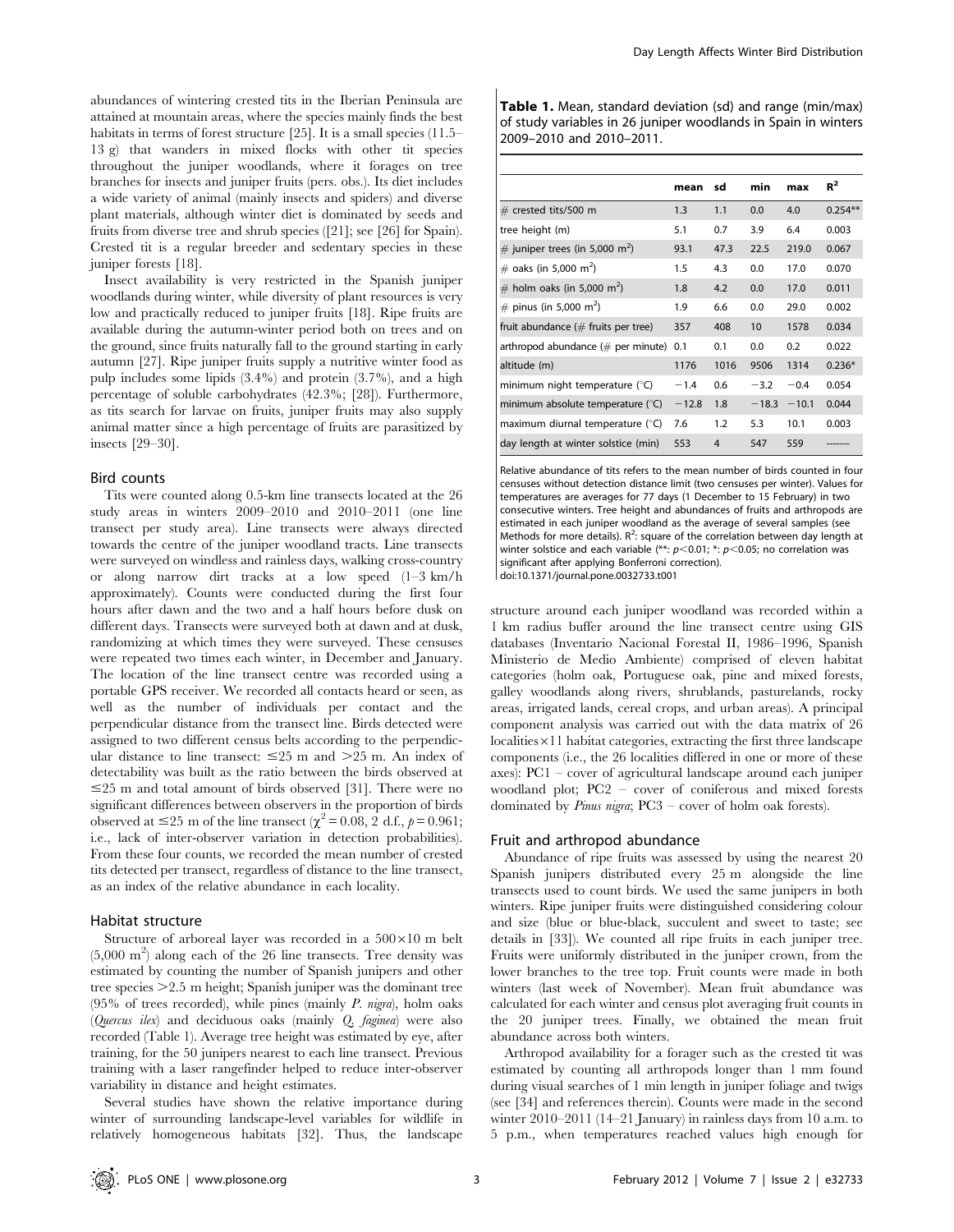abundances of wintering crested tits in the Iberian Peninsula are attained at mountain areas, where the species mainly finds the best habitats in terms of forest structure [25]. It is a small species (11.5–13 g) that wanders in mixed flocks with other tit species throughout the juniper woodlands, where it forages on tree branches for insects and juniper fruits (pers. obs.). Its diet includes a wide variety of animal (mainly insects and spiders) and diverse plant materials, although winter diet is dominated by seeds and fruits from diverse tree and shrub species ([21]; see [26] for Spain). Crested tit is a regular breeder and sedentary species in these juniper forests [18].

Insect availability is very restricted in the Spanish juniper woodlands during winter, while diversity of plant resources is very low and practically reduced to juniper fruits [18]. Ripe fruits are available during the autumn-winter period both on trees and on the ground, since fruits naturally fall to the ground starting in early autumn [27]. Ripe juniper fruits supply a nutritive winter food as pulp includes some lipids (3.4%) and protein (3.7%), and a high percentage of soluble carbohydrates (42.3%; [28]). Furthermore, as tits search for larvae on fruits, juniper fruits may also supply animal matter since a high percentage of fruits are parasitized by insects [29–30].

### Bird counts

Tits were counted along 0.5-km line transects located at the 26 study areas in winters 2009–2010 and 2010–2011 (one line transect per study area). Line transects were always directed towards the centre of the juniper woodland tracts. Line transects were surveyed on windless and rainless days, walking cross-country or along narrow dirt tracks at a low speed (1–3 km/h approximately). Counts were conducted during the first four hours after dawn and the two and a half hours before dusk on different days. Transects were surveyed both at dawn and at dusk, randomizing at which times they were surveyed. These censuses were repeated two times each winter, in December and January. The location of the line transect centre was recorded using a portable GPS receiver. We recorded all contacts heard or seen, as well as the number of individuals per contact and the perpendicular distance from the transect line. Birds detected were assigned to two different census belts according to the perpendicular distance to line transect: ≤25 m and >25 m. An index of detectability was built as the ratio between the birds observed at ≤25 m and total amount of birds observed [31]. There were no significant differences between observers in the proportion of birds observed at ≤25 m of the line transect ($\chi^2 = 0.08$, 2 d.f., $p = 0.961$; i.e., lack of inter-observer variation in detection probabilities). From these four counts, we recorded the mean number of crested tits detected per transect, regardless of distance to the line transect, as an index of the relative abundance in each locality.

### Habitat structure

Structure of arboreal layer was recorded in a 500×10 m belt (5,000 $m^2$) along each of the 26 line transects. Tree density was estimated by counting the number of Spanish junipers and other tree species >2.5 m height; Spanish juniper was the dominant tree (95% of trees recorded), while pines (mainly *P. nigra*), holm oaks (*Quercus ilex*) and deciduous oaks (mainly *Q. faginea*) were also recorded (Table 1). Average tree height was estimated by eye, after training, for the 50 junipers nearest to each line transect. Previous training with a laser rangefinder helped to reduce inter-observer variability in distance and height estimates.

Several studies have shown the relative importance during winter of surrounding landscape-level variables for wildlife in relatively homogeneous habitats [32]. Thus, the landscape structure around each juniper woodland was recorded within a 1 km radius buffer around the line transect centre using GIS databases (Inventario Nacional Forestal II, 1986–1996, Spanish Ministerio de Medio Ambiente) comprised of eleven habitat categories (holm oak, Portuguese oak, pine and mixed forests, galley woodlands along rivers, shrublands, pasturelands, rocky areas, irrigated lands, cereal crops, and urban areas). A principal component analysis was carried out with the data matrix of 26 localities×11 habitat categories, extracting the first three landscape components (i.e., the 26 localities differed in one or more of these axes): PC1 – cover of agricultural landscape around each juniper woodland plot; PC2 – cover of coniferous and mixed forests dominated by *Pinus nigra*; PC3 – cover of holm oak forests).

**Table 1.** Mean, standard deviation (sd) and range (min/max) of study variables in 26 juniper woodlands in Spain in winters 2009–2010 and 2010–2011.

| | mean | sd | min | max | $R^2$ |
|---|---|---|---|---|---|
| # crested tits/500 m | 1.3 | 1.1 | 0.0 | 4.0 | 0.254** |
| tree height (m) | 5.1 | 0.7 | 3.9 | 6.4 | 0.003 |
| # juniper trees (in 5,000 $m^2$) | 93.1 | 47.3 | 22.5 | 219.0 | 0.067 |
| # oaks (in 5,000 $m^2$) | 1.5 | 4.3 | 0.0 | 17.0 | 0.070 |
| # holm oaks (in 5,000 $m^2$) | 1.8 | 4.2 | 0.0 | 17.0 | 0.011 |
| # pinus (in 5,000 $m^2$) | 1.9 | 6.6 | 0.0 | 29.0 | 0.002 |
| fruit abundance (# fruits per tree) | 357 | 408 | 10 | 1578 | 0.034 |
| arthropod abundance (# per minute) | 0.1 | 0.1 | 0.0 | 0.2 | 0.022 |
| altitude (m) | 1176 | 1016 | 9506 | 1314 | 0.236* |
| minimum night temperature (°C) | −1.4 | 0.6 | −3.2 | −0.4 | 0.054 |
| minimum absolute temperature (°C) | −12.8 | 1.8 | −18.3 | −10.1 | 0.044 |
| maximum diurnal temperature (°C) | 7.6 | 1.2 | 5.3 | 10.1 | 0.003 |
| day length at winter solstice (min) | 553 | 4 | 547 | 559 | ------- |

Relative abundance of tits refers to the mean number of birds counted in four censuses without detection distance limit (two censuses per winter). Values for temperatures are averages for 77 days (1 December to 15 February) in two consecutive winters. Tree height and abundances of fruits and arthropods are estimated in each juniper woodland as the average of several samples (see Methods for more details). $R^2$: square of the correlation between day length at winter solstice and each variable (**: $p<0.01$; *: $p<0.05$; no correlation was significant after applying Bonferroni correction).

doi:10.1371/journal.pone.0032733.t001

### Fruit and arthropod abundance

Abundance of ripe fruits was assessed by using the nearest 20 Spanish junipers distributed every 25 m alongside the line transects used to count birds. We used the same junipers in both winters. Ripe juniper fruits were distinguished considering colour and size (blue or blue-black, succulent and sweet to taste; see details in [33]). We counted all ripe fruits in each juniper tree. Fruits were uniformly distributed in the juniper crown, from the lower branches to the tree top. Fruit counts were made in both winters (last week of November). Mean fruit abundance was calculated for each winter and census plot averaging fruit counts in the 20 juniper trees. Finally, we obtained the mean fruit abundance across both winters.

Arthropod availability for a forager such as the crested tit was estimated by counting all arthropods longer than 1 mm found during visual searches of 1 min length in juniper foliage and twigs (see [34] and references therein). Counts were made in the second winter 2010–2011 (14–21 January) in rainless days from 10 a.m. to 5 p.m., when temperatures reached values high enough for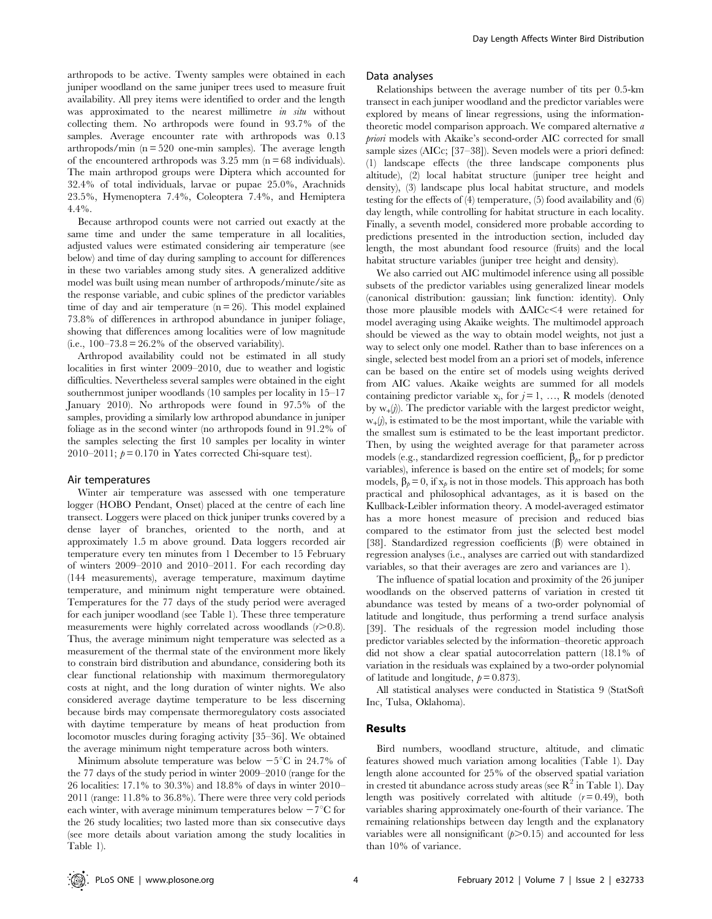arthropods to be active. Twenty samples were obtained in each juniper woodland on the same juniper trees used to measure fruit availability. All prey items were identified to order and the length was approximated to the nearest millimetre *in situ* without collecting them. No arthropods were found in 93.7% of the samples. Average encounter rate with arthropods was 0.13 arthropods/min (n = 520 one-min samples). The average length of the encountered arthropods was 3.25 mm (n = 68 individuals). The main arthropod groups were Diptera which accounted for 32.4% of total individuals, larvae or pupae 25.0%, Arachnids 23.5%, Hymenoptera 7.4%, Coleoptera 7.4%, and Hemiptera 4.4%.

Because arthropod counts were not carried out exactly at the same time and under the same temperature in all localities, adjusted values were estimated considering air temperature (see below) and time of day during sampling to account for differences in these two variables among study sites. A generalized additive model was built using mean number of arthropods/minute/site as the response variable, and cubic splines of the predictor variables time of day and air temperature (n = 26). This model explained 73.8% of differences in arthropod abundance in juniper foliage, showing that differences among localities were of low magnitude (i.e., 100–73.8 = 26.2% of the observed variability).

Arthropod availability could not be estimated in all study localities in first winter 2009–2010, due to weather and logistic difficulties. Nevertheless several samples were obtained in the eight southernmost juniper woodlands (10 samples per locality in 15–17 January 2010). No arthropods were found in 97.5% of the samples, providing a similarly low arthropod abundance in juniper foliage as in the second winter (no arthropods found in 91.2% of the samples selecting the first 10 samples per locality in winter 2010–2011; $p = 0.170$ in Yates corrected Chi-square test).

### Air temperatures

Winter air temperature was assessed with one temperature logger (HOBO Pendant, Onset) placed at the centre of each line transect. Loggers were placed on thick juniper trunks covered by a dense layer of branches, oriented to the north, and at approximately 1.5 m above ground. Data loggers recorded air temperature every ten minutes from 1 December to 15 February of winters 2009–2010 and 2010–2011. For each recording day (144 measurements), average temperature, maximum daytime temperature, and minimum night temperature were obtained. Temperatures for the 77 days of the study period were averaged for each juniper woodland (see Table 1). These three temperature measurements were highly correlated across woodlands ($r > 0.8$). Thus, the average minimum night temperature was selected as a measurement of the thermal state of the environment more likely to constrain bird distribution and abundance, considering both its clear functional relationship with maximum thermoregulatory costs at night, and the long duration of winter nights. We also considered average daytime temperature to be less discerning because birds may compensate thermoregulatory costs associated with daytime temperature by means of heat production from locomotor muscles during foraging activity [35–36]. We obtained the average minimum night temperature across both winters.

Minimum absolute temperature was below $-5^{\circ}$C in 24.7% of the 77 days of the study period in winter 2009–2010 (range for the 26 localities: 17.1% to 30.3%) and 18.8% of days in winter 2010–2011 (range: 11.8% to 36.8%). There were three very cold periods each winter, with average minimum temperatures below $-7^{\circ}$C for the 26 study localities; two lasted more than six consecutive days (see more details about variation among the study localities in Table 1).

### Data analyses

Relationships between the average number of tits per 0.5-km transect in each juniper woodland and the predictor variables were explored by means of linear regressions, using the information-theoretic model comparison approach. We compared alternative *a priori* models with Akaike's second-order AIC corrected for small sample sizes (AICc; [37–38]). Seven models were a priori defined: (1) landscape effects (the three landscape components plus altitude), (2) local habitat structure (juniper tree height and density), (3) landscape plus local habitat structure, and models testing for the effects of (4) temperature, (5) food availability and (6) day length, while controlling for habitat structure in each locality. Finally, a seventh model, considered more probable according to predictions presented in the introduction section, included day length, the most abundant food resource (fruits) and the local habitat structure variables (juniper tree height and density).

We also carried out AIC multimodel inference using all possible subsets of the predictor variables using generalized linear models (canonical distribution: gaussian; link function: identity). Only those more plausible models with $\Delta$AICc<4 were retained for model averaging using Akaike weights. The multimodel approach should be viewed as the way to obtain model weights, not just a way to select only one model. Rather than to base inferences on a single, selected best model from an a priori set of models, inference can be based on the entire set of models using weights derived from AIC values. Akaike weights are summed for all models containing predictor variable $x_j$, for $j = 1, \ldots, R$ models (denoted by $w_+(j)$). The predictor variable with the largest predictor weight, $w_+(j)$, is estimated to be the most important, while the variable with the smallest sum is estimated to be the least important predictor. Then, by using the weighted average for that parameter across models (e.g., standardized regression coefficient, $\beta_p$, for p predictor variables), inference is based on the entire set of models; for some models, $\beta_p = 0$, if $x_p$ is not in those models. This approach has both practical and philosophical advantages, as it is based on the Kullback-Leibler information theory. A model-averaged estimator has a more honest measure of precision and reduced bias compared to the estimator from just the selected best model [38]. Standardized regression coefficients ($\beta$) were obtained in regression analyses (i.e., analyses are carried out with standardized variables, so that their averages are zero and variances are 1).

The influence of spatial location and proximity of the 26 juniper woodlands on the observed patterns of variation in crested tit abundance was tested by means of a two-order polynomial of latitude and longitude, thus performing a trend surface analysis [39]. The residuals of the regression model including those predictor variables selected by the information–theoretic approach did not show a clear spatial autocorrelation pattern (18.1% of variation in the residuals was explained by a two-order polynomial of latitude and longitude, $p = 0.873$).

All statistical analyses were conducted in Statistica 9 (StatSoft Inc, Tulsa, Oklahoma).

## Results

Bird numbers, woodland structure, altitude, and climatic features showed much variation among localities (Table 1). Day length alone accounted for 25% of the observed spatial variation in crested tit abundance across study areas (see $R^2$ in Table 1). Day length was positively correlated with altitude ($r = 0.49$), both variables sharing approximately one-fourth of their variance. The remaining relationships between day length and the explanatory variables were all nonsignificant ($p > 0.15$) and accounted for less than 10% of variance.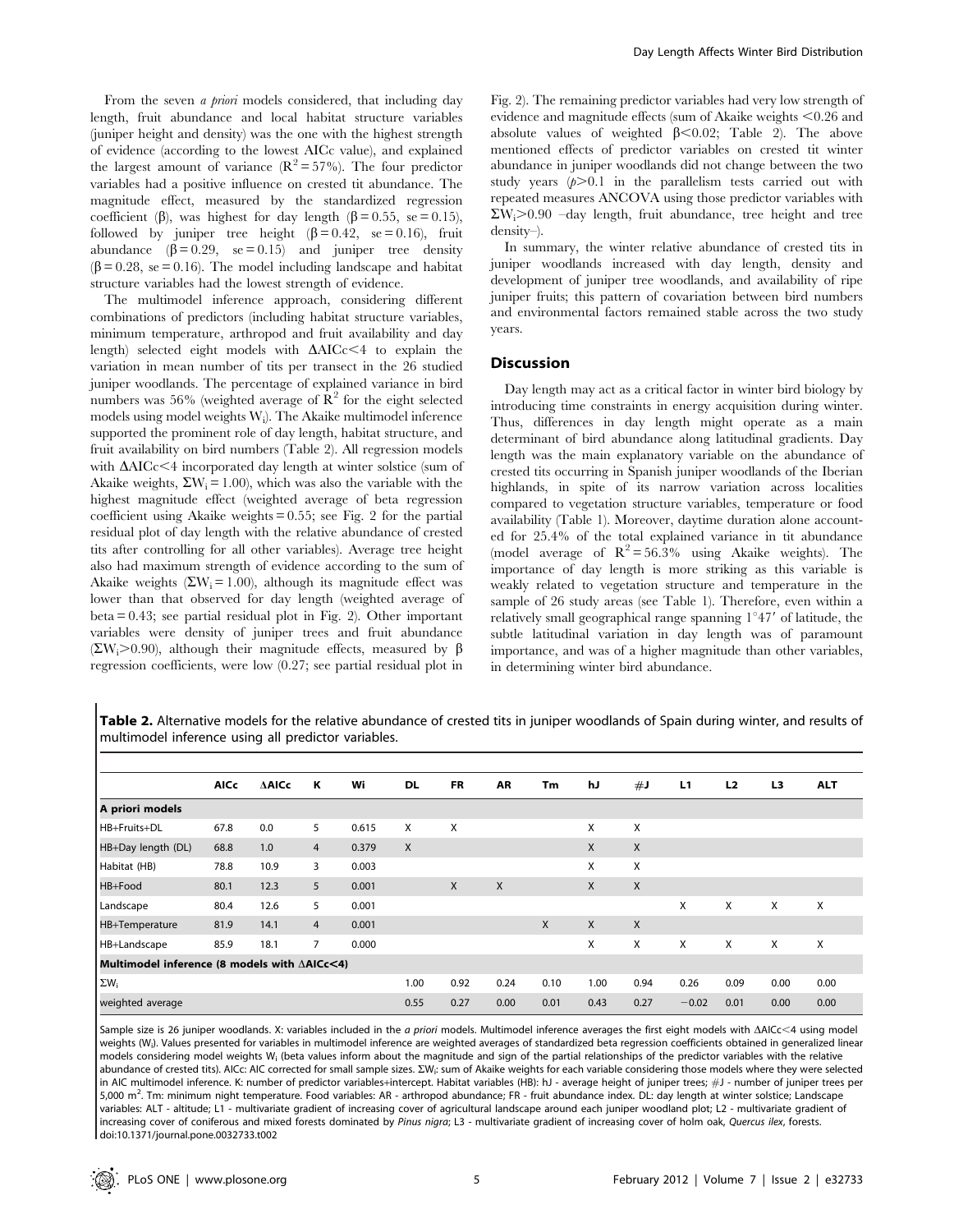From the seven *a priori* models considered, that including day length, fruit abundance and local habitat structure variables (juniper height and density) was the one with the highest strength of evidence (according to the lowest AICc value), and explained the largest amount of variance ($R^2 = 57\%$). The four predictor variables had a positive influence on crested tit abundance. The magnitude effect, measured by the standardized regression coefficient ($\beta$), was highest for day length ($\beta = 0.55$, se = 0.15), followed by juniper tree height ($\beta = 0.42$, se = 0.16), fruit abundance ($\beta = 0.29$, se = 0.15) and juniper tree density ($\beta = 0.28$, se = 0.16). The model including landscape and habitat structure variables had the lowest strength of evidence.

The multimodel inference approach, considering different combinations of predictors (including habitat structure variables, minimum temperature, arthropod and fruit availability and day length) selected eight models with $\Delta$AICc<4 to explain the variation in mean number of tits per transect in the 26 studied juniper woodlands. The percentage of explained variance in bird numbers was 56% (weighted average of $R^2$ for the eight selected models using model weights $W_i$). The Akaike multimodel inference supported the prominent role of day length, habitat structure, and fruit availability on bird numbers (Table 2). All regression models with $\Delta$AICc<4 incorporated day length at winter solstice (sum of Akaike weights, $\Sigma W_i = 1.00$), which was also the variable with the highest magnitude effect (weighted average of beta regression coefficient using Akaike weights = 0.55; see Fig. 2 for the partial residual plot of day length with the relative abundance of crested tits after controlling for all other variables). Average tree height also had maximum strength of evidence according to the sum of Akaike weights ($\Sigma W_i = 1.00$), although its magnitude effect was lower than that observed for day length (weighted average of beta = 0.43; see partial residual plot in Fig. 2). Other important variables were density of juniper trees and fruit abundance ($\Sigma W_i > 0.90$), although their magnitude effects, measured by $\beta$ regression coefficients, were low (0.27; see partial residual plot in Fig. 2). The remaining predictor variables had very low strength of evidence and magnitude effects (sum of Akaike weights <0.26 and absolute values of weighted $\beta < 0.02$; Table 2). The above mentioned effects of predictor variables on crested tit winter abundance in juniper woodlands did not change between the two study years ($p > 0.1$ in the parallelism tests carried out with repeated measures ANCOVA using those predictor variables with $\Sigma W_i > 0.90$ –day length, fruit abundance, tree height and tree density–).

In summary, the winter relative abundance of crested tits in juniper woodlands increased with day length, density and development of juniper tree woodlands, and availability of ripe juniper fruits; this pattern of covariation between bird numbers and environmental factors remained stable across the two study years.

## Discussion

Day length may act as a critical factor in winter bird biology by introducing time constraints in energy acquisition during winter. Thus, differences in day length might operate as a main determinant of bird abundance along latitudinal gradients. Day length was the main explanatory variable on the abundance of crested tits occurring in Spanish juniper woodlands of the Iberian highlands, in spite of its narrow variation across localities compared to vegetation structure variables, temperature or food availability (Table 1). Moreover, daytime duration alone accounted for 25.4% of the total explained variance in tit abundance (model average of $R^2 = 56.3\%$ using Akaike weights). The importance of day length is more striking as this variable is weakly related to vegetation structure and temperature in the sample of 26 study areas (see Table 1). Therefore, even within a relatively small geographical range spanning 1°47′ of latitude, the subtle latitudinal variation in day length was of paramount importance, and was of a higher magnitude than other variables, in determining winter bird abundance.

**Table 2.** Alternative models for the relative abundance of crested tits in juniper woodlands of Spain during winter, and results of multimodel inference using all predictor variables.

| | AICc | ΔAICc | K | Wi | DL | FR | AR | Tm | hJ | #J | L1 | L2 | L3 | ALT |
|---|---|---|---|---|---|---|---|---|---|---|---|---|---|---|
| **A priori models** | | | | | | | | | | | | | | |
| HB+Fruits+DL | 67.8 | 0.0 | 5 | 0.615 | X | X | | | X | X | | | | |
| HB+Day length (DL) | 68.8 | 1.0 | 4 | 0.379 | X | | | | X | X | | | | |
| Habitat (HB) | 78.8 | 10.9 | 3 | 0.003 | | | | | X | X | | | | |
| HB+Food | 80.1 | 12.3 | 5 | 0.001 | | X | X | | X | X | | | | |
| Landscape | 80.4 | 12.6 | 5 | 0.001 | | | | | | | X | X | X | X |
| HB+Temperature | 81.9 | 14.1 | 4 | 0.001 | | | | X | X | X | | | | |
| HB+Landscape | 85.9 | 18.1 | 7 | 0.000 | | | | | X | X | X | X | X | X |
| **Multimodel inference (8 models with ΔAICc<4)** | | | | | | | | | | | | | | |
| $\Sigma W_i$ | | | | | 1.00 | 0.92 | 0.24 | 0.10 | 1.00 | 0.94 | 0.26 | 0.09 | 0.00 | 0.00 |
| weighted average | | | | | 0.55 | 0.27 | 0.00 | 0.01 | 0.43 | 0.27 | −0.02 | 0.01 | 0.00 | 0.00 |

Sample size is 26 juniper woodlands. X: variables included in the *a priori* models. Multimodel inference averages the first eight models with $\Delta$AICc<4 using model weights ($W_i$). Values presented for variables in multimodel inference are weighted averages of standardized beta regression coefficients obtained in generalized linear models considering model weights $W_i$ (beta values inform about the magnitude and sign of the partial relationships of the predictor variables with the relative abundance of crested tits). AICc: AIC corrected for small sample sizes. $\Sigma W_i$: sum of Akaike weights for each variable considering those models where they were selected in AIC multimodel inference. K: number of predictor variables+intercept. Habitat variables (HB): hJ - average height of juniper trees; #J - number of juniper trees per 5,000 m$^2$. Tm: minimum night temperature. Food variables: AR - arthropod abundance; FR - fruit abundance index. DL: day length at winter solstice; Landscape variables: ALT - altitude; L1 - multivariate gradient of increasing cover of agricultural landscape around each juniper woodland plot; L2 - multivariate gradient of increasing cover of coniferous and mixed forests dominated by *Pinus nigra*; L3 - multivariate gradient of increasing cover of holm oak, *Quercus ilex*, forests.
doi:10.1371/journal.pone.0032733.t002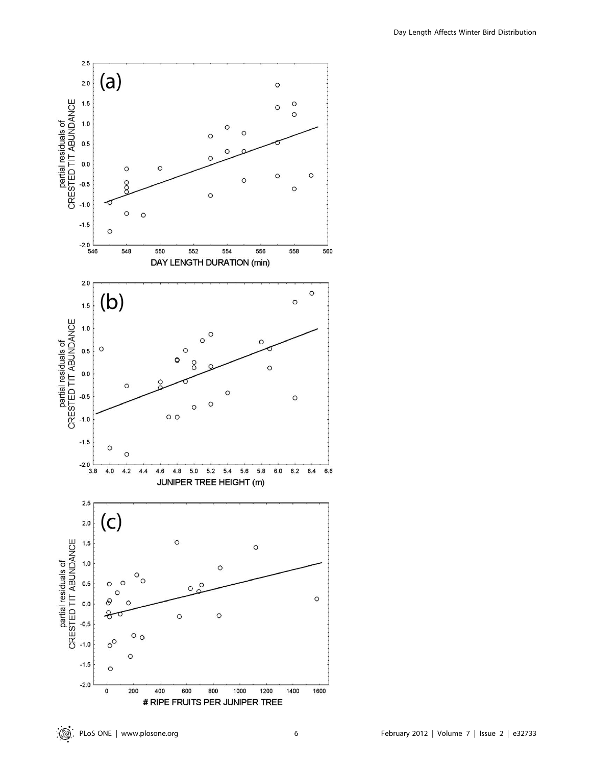(a)

partial residuals of CRESTED TIT ABUNDANCE

2.5
2.0
1.5
1.0
0.5
0.0
-0.5
-1.0
-1.5
-2.0

546 548 550 552 554 556 558 560

DAY LENGTH DURATION (min)

(b)

partial residuals of CRESTED TIT ABUNDANCE

2.0
1.5
1.0
0.5
0.0
-0.5
-1.0
-1.5
-2.0

3.8 4.0 4.2 4.4 4.6 4.8 5.0 5.2 5.4 5.6 5.8 6.0 6.2 6.4 6.6

JUNIPER TREE HEIGHT (m)

(c)

partial residuals of CRESTED TIT ABUNDANCE

2.5
2.0
1.5
1.0
0.5
0.0
-0.5
-1.0
-1.5
-2.0

0 200 400 600 800 1000 1200 1400 1600

# RIPE FRUITS PER JUNIPER TREE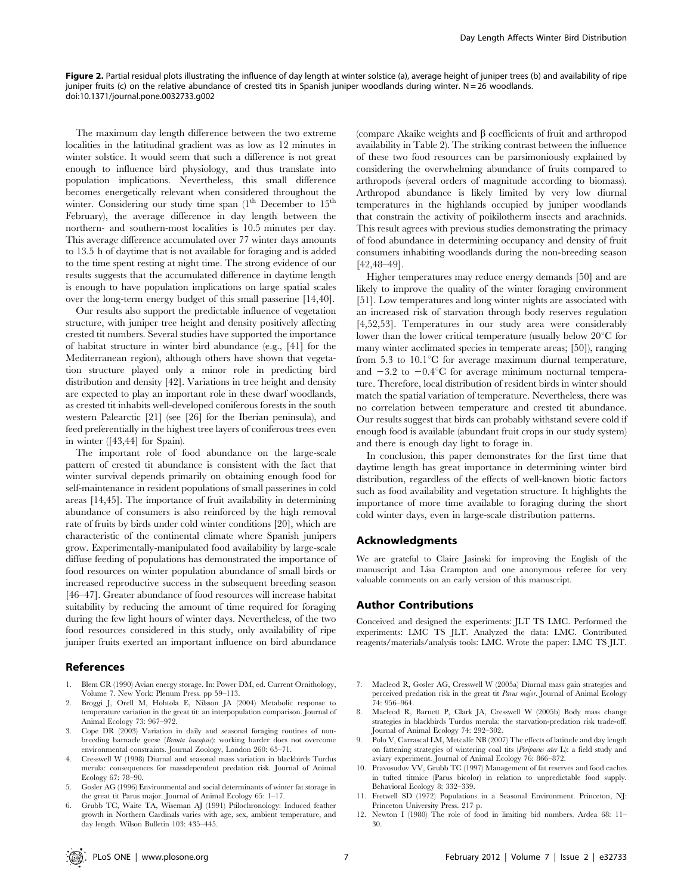**Figure 2.** Partial residual plots illustrating the influence of day length at winter solstice (a), average height of juniper trees (b) and availability of ripe juniper fruits (c) on the relative abundance of crested tits in Spanish juniper woodlands during winter. N = 26 woodlands.
doi:10.1371/journal.pone.0032733.g002

The maximum day length difference between the two extreme localities in the latitudinal gradient was as low as 12 minutes in winter solstice. It would seem that such a difference is not great enough to influence bird physiology, and thus translate into population implications. Nevertheless, this small difference becomes energetically relevant when considered throughout the winter. Considering our study time span (1[th] December to 15[th] February), the average difference in day length between the northern- and southern-most localities is 10.5 minutes per day. This average difference accumulated over 77 winter days amounts to 13.5 h of daytime that is not available for foraging and is added to the time spent resting at night time. The strong evidence of our results suggests that the accumulated difference in daytime length is enough to have population implications on large spatial scales over the long-term energy budget of this small passerine [14,40].

Our results also support the predictable influence of vegetation structure, with juniper tree height and density positively affecting crested tit numbers. Several studies have supported the importance of habitat structure in winter bird abundance (e.g., [41] for the Mediterranean region), although others have shown that vegetation structure played only a minor role in predicting bird distribution and density [42]. Variations in tree height and density are expected to play an important role in these dwarf woodlands, as crested tit inhabits well-developed coniferous forests in the south western Palearctic [21] (see [26] for the Iberian peninsula), and feed preferentially in the highest tree layers of coniferous trees even in winter ([43,44] for Spain).

The important role of food abundance on the large-scale pattern of crested tit abundance is consistent with the fact that winter survival depends primarily on obtaining enough food for self-maintenance in resident populations of small passerines in cold areas [14,45]. The importance of fruit availability in determining abundance of consumers is also reinforced by the high removal rate of fruits by birds under cold winter conditions [20], which are characteristic of the continental climate where Spanish junipers grow. Experimentally-manipulated food availability by large-scale diffuse feeding of populations has demonstrated the importance of food resources on winter population abundance of small birds or increased reproductive success in the subsequent breeding season [46–47]. Greater abundance of food resources will increase habitat suitability by reducing the amount of time required for foraging during the few light hours of winter days. Nevertheless, of the two food resources considered in this study, only availability of ripe juniper fruits exerted an important influence on bird abundance (compare Akaike weights and β coefficients of fruit and arthropod availability in Table 2). The striking contrast between the influence of these two food resources can be parsimoniously explained by considering the overwhelming abundance of fruits compared to arthropods (several orders of magnitude according to biomass). Arthropod abundance is likely limited by very low diurnal temperatures in the highlands occupied by juniper woodlands that constrain the activity of poikilotherm insects and arachnids. This result agrees with previous studies demonstrating the primacy of food abundance in determining occupancy and density of fruit consumers inhabiting woodlands during the non-breeding season [42,48–49].

Higher temperatures may reduce energy demands [50] and are likely to improve the quality of the winter foraging environment [51]. Low temperatures and long winter nights are associated with an increased risk of starvation through body reserves regulation [4,52,53]. Temperatures in our study area were considerably lower than the lower critical temperature (usually below 20°C for many winter acclimated species in temperate areas; [50]), ranging from 5.3 to 10.1°C for average maximum diurnal temperature, and −3.2 to −0.4°C for average minimum nocturnal temperature. Therefore, local distribution of resident birds in winter should match the spatial variation of temperature. Nevertheless, there was no correlation between temperature and crested tit abundance. Our results suggest that birds can probably withstand severe cold if enough food is available (abundant fruit crops in our study system) and there is enough day light to forage in.

In conclusion, this paper demonstrates for the first time that daytime length has great importance in determining winter bird distribution, regardless of the effects of well-known biotic factors such as food availability and vegetation structure. It highlights the importance of more time available to foraging during the short cold winter days, even in large-scale distribution patterns.

## Acknowledgments

We are grateful to Claire Jasinski for improving the English of the manuscript and Lisa Crampton and one anonymous referee for very valuable comments on an early version of this manuscript.

## Author Contributions

Conceived and designed the experiments: JLT TS LMC. Performed the experiments: LMC TS JLT. Analyzed the data: LMC. Contributed reagents/materials/analysis tools: LMC. Wrote the paper: LMC TS JLT.

## References

1. Blem CR (1990) Avian energy storage. In: Power DM, ed. Current Ornithology, Volume 7. New York: Plenum Press. pp 59–113.
2. Broggi J, Orell M, Hohtola E, Nilsson JA (2004) Metabolic response to temperature variation in the great tit: an interpopulation comparison. Journal of Animal Ecology 73: 967–972.
3. Cope DR (2003) Variation in daily and seasonal foraging routines of non-breeding barnacle geese (*Branta leucopsis*): working harder does not overcome environmental constraints. Journal Zoology, London 260: 65–71.
4. Cresswell W (1998) Diurnal and seasonal mass variation in blackbirds Turdus merula: consequences for massdependent predation risk. Journal of Animal Ecology 67: 78–90.
5. Gosler AG (1996) Environmental and social determinants of winter fat storage in the great tit Parus major. Journal of Animal Ecology 65: 1–17.
6. Grubb TC, Waite TA, Wiseman AJ (1991) Ptilochronology: Induced feather growth in Northern Cardinals varies with age, sex, ambient temperature, and day length. Wilson Bulletin 103: 435–445.
7. Macleod R, Gosler AG, Cresswell W (2005a) Diurnal mass gain strategies and perceived predation risk in the great tit *Parus major*. Journal of Animal Ecology 74: 956–964.
8. Macleod R, Barnett P, Clark JA, Cresswell W (2005b) Body mass change strategies in blackbirds Turdus merula: the starvation-predation risk trade-off. Journal of Animal Ecology 74: 292–302.
9. Polo V, Carrascal LM, Metcalfe NB (2007) The effects of latitude and day length on fattening strategies of wintering coal tits (*Periparus ater* L): a field study and aviary experiment. Journal of Animal Ecology 76: 866–872.
10. Pravosudov VV, Grubb TC (1997) Management of fat reserves and food caches in tufted titmice (Parus bicolor) in relation to unpredictable food supply. Behavioral Ecology 8: 332–339.
11. Fretwell SD (1972) Populations in a Seasonal Environment. Princeton, NJ: Princeton University Press. 217 p.
12. Newton I (1980) The role of food in limiting bid numbers. Ardea 68: 11–30.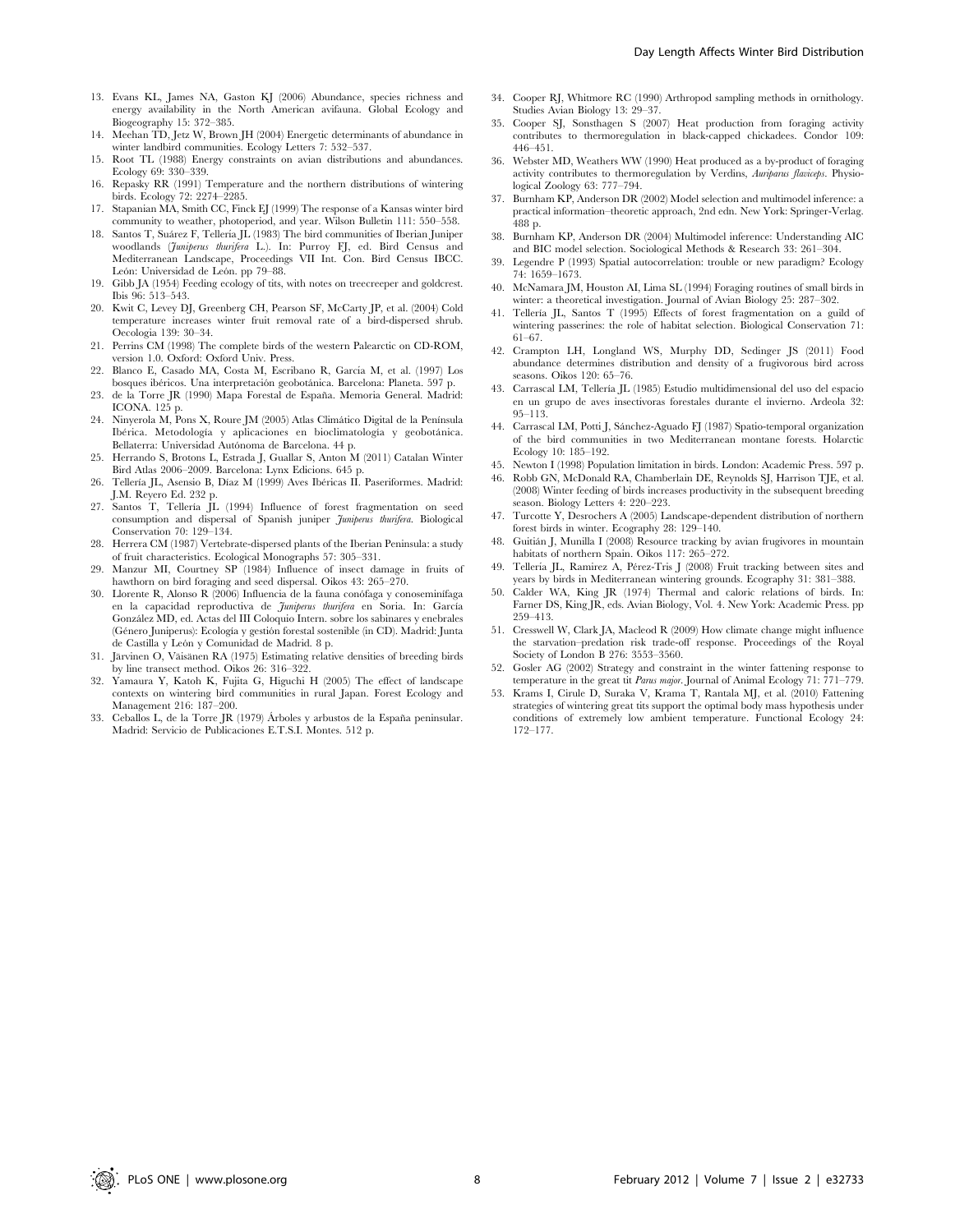13. Evans KL, James NA, Gaston KJ (2006) Abundance, species richness and energy availability in the North American avifauna. Global Ecology and Biogeography 15: 372–385.
14. Meehan TD, Jetz W, Brown JH (2004) Energetic determinants of abundance in winter landbird communities. Ecology Letters 7: 532–537.
15. Root TL (1988) Energy constraints on avian distributions and abundances. Ecology 69: 330–339.
16. Repasky RR (1991) Temperature and the northern distributions of wintering birds. Ecology 72: 2274–2285.
17. Stapanian MA, Smith CC, Finck EJ (1999) The response of a Kansas winter bird community to weather, photoperiod, and year. Wilson Bulletin 111: 550–558.
18. Santos T, Suárez F, Tellería JL (1983) The bird communities of Iberian Juniper woodlands (*Juniperus thurifera* L.). In: Purroy FJ, ed. Bird Census and Mediterranean Landscape, Proceedings VII Int. Con. Bird Census IBCC. León: Universidad de León. pp 79–88.
19. Gibb JA (1954) Feeding ecology of tits, with notes on treecreeper and goldcrest. Ibis 96: 513–543.
20. Kwit C, Levey DJ, Greenberg CH, Pearson SF, McCarty JP, et al. (2004) Cold temperature increases winter fruit removal rate of a bird-dispersed shrub. Oecologia 139: 30–34.
21. Perrins CM (1998) The complete birds of the western Palearctic on CD-ROM, version 1.0. Oxford: Oxford Univ. Press.
22. Blanco E, Casado MA, Costa M, Escribano R, García M, et al. (1997) Los bosques ibéricos. Una interpretación geobotánica. Barcelona: Planeta. 597 p.
23. de la Torre JR (1990) Mapa Forestal de España. Memoria General. Madrid: ICONA. 125 p.
24. Ninyerola M, Pons X, Roure JM (2005) Atlas Climático Digital de la Península Ibérica. Metodología y aplicaciones en bioclimatología y geobotánica. Bellaterra: Universidad Autónoma de Barcelona. 44 p.
25. Herrando S, Brotons L, Estrada J, Guallar S, Anton M (2011) Catalan Winter Bird Atlas 2006–2009. Barcelona: Lynx Edicions. 645 p.
26. Tellería JL, Asensio B, Díaz M (1999) Aves Ibéricas II. Paseriformes. Madrid: J.M. Reyero Ed. 232 p.
27. Santos T, Tellería JL (1994) Influence of forest fragmentation on seed consumption and dispersal of Spanish juniper *Juniperus thurifera*. Biological Conservation 70: 129–134.
28. Herrera CM (1987) Vertebrate-dispersed plants of the Iberian Peninsula: a study of fruit characteristics. Ecological Monographs 57: 305–331.
29. Manzur MI, Courtney SP (1984) Influence of insect damage in fruits of hawthorn on bird foraging and seed dispersal. Oikos 43: 265–270.
30. Llorente R, Alonso R (2006) Influencia de la fauna conófaga y conoseminífaga en la capacidad reproductiva de *Juniperus thurifera* en Soria. In: García González MD, ed. Actas del III Coloquio Intern. sobre los sabinares y enebrales (Género Juniperus): Ecología y gestión forestal sostenible (in CD). Madrid: Junta de Castilla y León y Comunidad de Madrid. 8 p.
31. Järvinen O, Väisänen RA (1975) Estimating relative densities of breeding birds by line transect method. Oikos 26: 316–322.
32. Yamaura Y, Katoh K, Fujita G, Higuchi H (2005) The effect of landscape contexts on wintering bird communities in rural Japan. Forest Ecology and Management 216: 187–200.
33. Ceballos L, de la Torre JR (1979) Árboles y arbustos de la España peninsular. Madrid: Servicio de Publicaciones E.T.S.I. Montes. 512 p.
34. Cooper RJ, Whitmore RC (1990) Arthropod sampling methods in ornithology. Studies Avian Biology 13: 29–37.
35. Cooper SJ, Sonsthagen S (2007) Heat production from foraging activity contributes to thermoregulation in black-capped chickadees. Condor 109: 446–451.
36. Webster MD, Weathers WW (1990) Heat produced as a by-product of foraging activity contributes to thermoregulation by Verdins, *Auriparus flaviceps*. Physiological Zoology 63: 777–794.
37. Burnham KP, Anderson DR (2002) Model selection and multimodel inference: a practical information–theoretic approach, 2nd edn. New York: Springer-Verlag. 488 p.
38. Burnham KP, Anderson DR (2004) Multimodel inference: Understanding AIC and BIC model selection. Sociological Methods & Research 33: 261–304.
39. Legendre P (1993) Spatial autocorrelation: trouble or new paradigm? Ecology 74: 1659–1673.
40. McNamara JM, Houston AI, Lima SL (1994) Foraging routines of small birds in winter: a theoretical investigation. Journal of Avian Biology 25: 287–302.
41. Tellería JL, Santos T (1995) Effects of forest fragmentation on a guild of wintering passerines: the role of habitat selection. Biological Conservation 71: 61–67.
42. Crampton LH, Longland WS, Murphy DD, Sedinger JS (2011) Food abundance determines distribution and density of a frugivorous bird across seasons. Oikos 120: 65–76.
43. Carrascal LM, Tellería JL (1985) Estudio multidimensional del uso del espacio en un grupo de aves insectívoras forestales durante el invierno. Ardeola 32: 95–113.
44. Carrascal LM, Potti J, Sánchez-Aguado FJ (1987) Spatio-temporal organization of the bird communities in two Mediterranean montane forests. Holarctic Ecology 10: 185–192.
45. Newton I (1998) Population limitation in birds. London: Academic Press. 597 p.
46. Robb GN, McDonald RA, Chamberlain DE, Reynolds SJ, Harrison TJE, et al. (2008) Winter feeding of birds increases productivity in the subsequent breeding season. Biology Letters 4: 220–223.
47. Turcotte Y, Desrochers A (2005) Landscape-dependent distribution of northern forest birds in winter. Ecography 28: 129–140.
48. Guitián J, Munilla I (2008) Resource tracking by avian frugivores in mountain habitats of northern Spain. Oikos 117: 265–272.
49. Tellería JL, Ramírez A, Pérez-Tris J (2008) Fruit tracking between sites and years by birds in Mediterranean wintering grounds. Ecography 31: 381–388.
50. Calder WA, King JR (1974) Thermal and caloric relations of birds. In: Farner DS, King JR, eds. Avian Biology, Vol. 4. New York: Academic Press. pp 259–413.
51. Cresswell W, Clark JA, Macleod R (2009) How climate change might influence the starvation–predation risk trade-off response. Proceedings of the Royal Society of London B 276: 3553–3560.
52. Gosler AG (2002) Strategy and constraint in the winter fattening response to temperature in the great tit *Parus major*. Journal of Animal Ecology 71: 771–779.
53. Krams I, Cirule D, Suraka V, Krama T, Rantala MJ, et al. (2010) Fattening strategies of wintering great tits support the optimal body mass hypothesis under conditions of extremely low ambient temperature. Functional Ecology 24: 172–177.